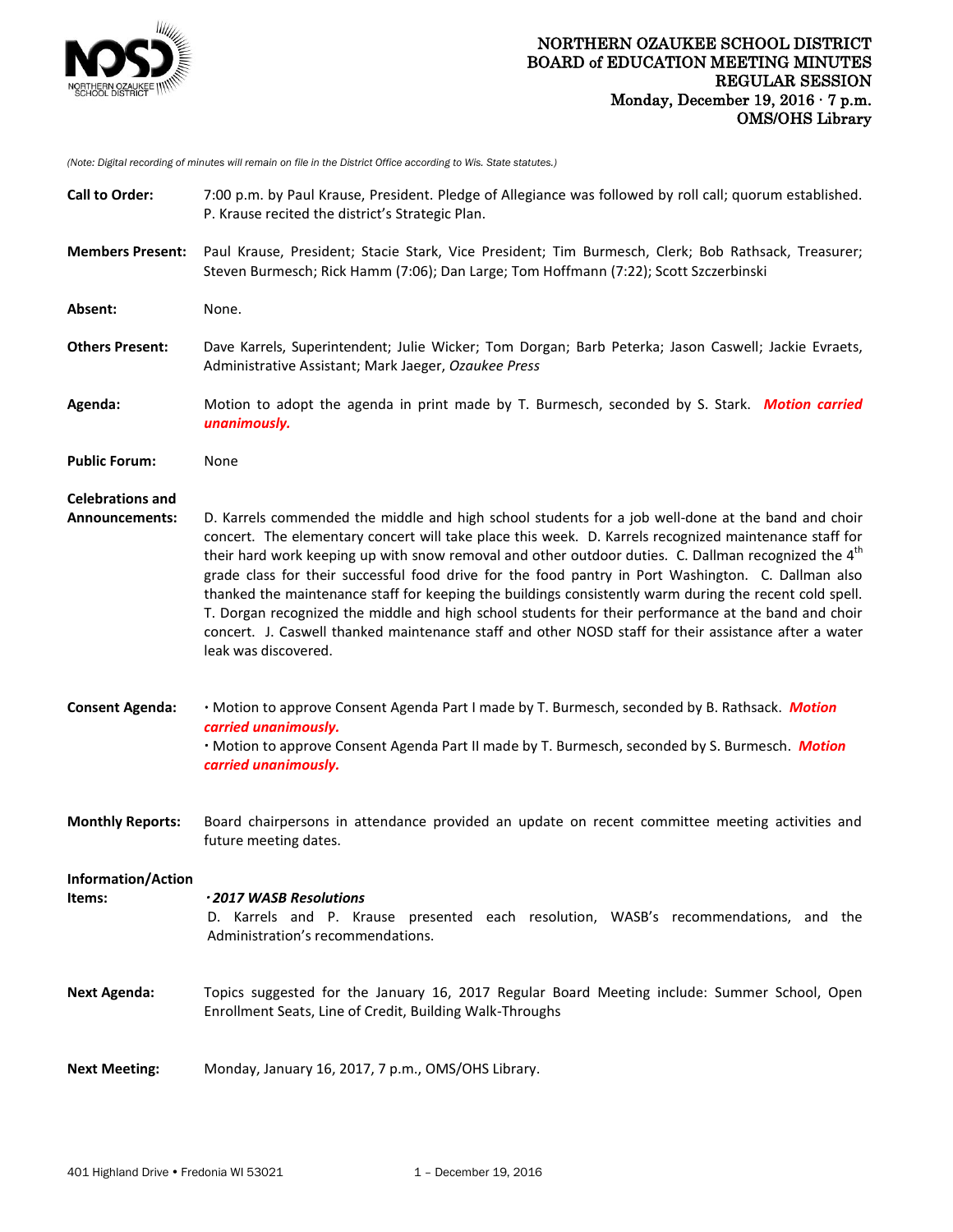# NORTHERN OZAUKEE SCHOOL DISTRICT
## BOARD of EDUCATION MEETING MINUTES
## REGULAR SESSION
### Monday, December 19, 2016 · 7 p.m.
### OMS/OHS Library

*(Note: Digital recording of minutes will remain on file in the District Office according to Wis. State statutes.)*

**Call to Order:** 7:00 p.m. by Paul Krause, President. Pledge of Allegiance was followed by roll call; quorum established. P. Krause recited the district's Strategic Plan.

**Members Present:** Paul Krause, President; Stacie Stark, Vice President; Tim Burmesch, Clerk; Bob Rathsack, Treasurer; Steven Burmesch; Rick Hamm (7:06); Dan Large; Tom Hoffmann (7:22); Scott Szczerbinski

**Absent:** None.

**Others Present:** Dave Karrels, Superintendent; Julie Wicker; Tom Dorgan; Barb Peterka; Jason Caswell; Jackie Evraets, Administrative Assistant; Mark Jaeger, *Ozaukee Press*

**Agenda:** Motion to adopt the agenda in print made by T. Burmesch, seconded by S. Stark. ***Motion carried unanimously.***

**Public Forum:** None

**Celebrations and Announcements:** D. Karrels commended the middle and high school students for a job well-done at the band and choir concert. The elementary concert will take place this week. D. Karrels recognized maintenance staff for their hard work keeping up with snow removal and other outdoor duties. C. Dallman recognized the 4th grade class for their successful food drive for the food pantry in Port Washington. C. Dallman also thanked the maintenance staff for keeping the buildings consistently warm during the recent cold spell. T. Dorgan recognized the middle and high school students for their performance at the band and choir concert. J. Caswell thanked maintenance staff and other NOSD staff for their assistance after a water leak was discovered.

**Consent Agenda:**
- Motion to approve Consent Agenda Part I made by T. Burmesch, seconded by B. Rathsack. ***Motion carried unanimously.***
- Motion to approve Consent Agenda Part II made by T. Burmesch, seconded by S. Burmesch. ***Motion carried unanimously.***

**Monthly Reports:** Board chairpersons in attendance provided an update on recent committee meeting activities and future meeting dates.

**Information/Action Items:**
- ***2017 WASB Resolutions***

  D. Karrels and P. Krause presented each resolution, WASB's recommendations, and the Administration's recommendations.

**Next Agenda:** Topics suggested for the January 16, 2017 Regular Board Meeting include: Summer School, Open Enrollment Seats, Line of Credit, Building Walk-Throughs

**Next Meeting:** Monday, January 16, 2017, 7 p.m., OMS/OHS Library.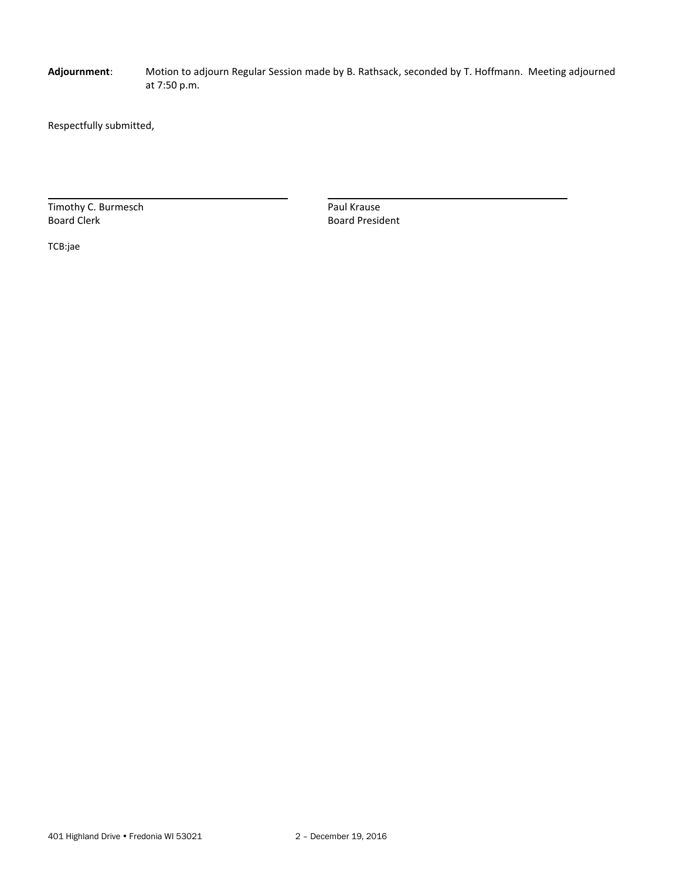**Adjournment**: Motion to adjourn Regular Session made by B. Rathsack, seconded by T. Hoffmann. Meeting adjourned at 7:50 p.m.

Respectfully submitted,

| | |
|---|---|
| Timothy C. Burmesch | Paul Krause |
| Board Clerk | Board President |

TCB:jae